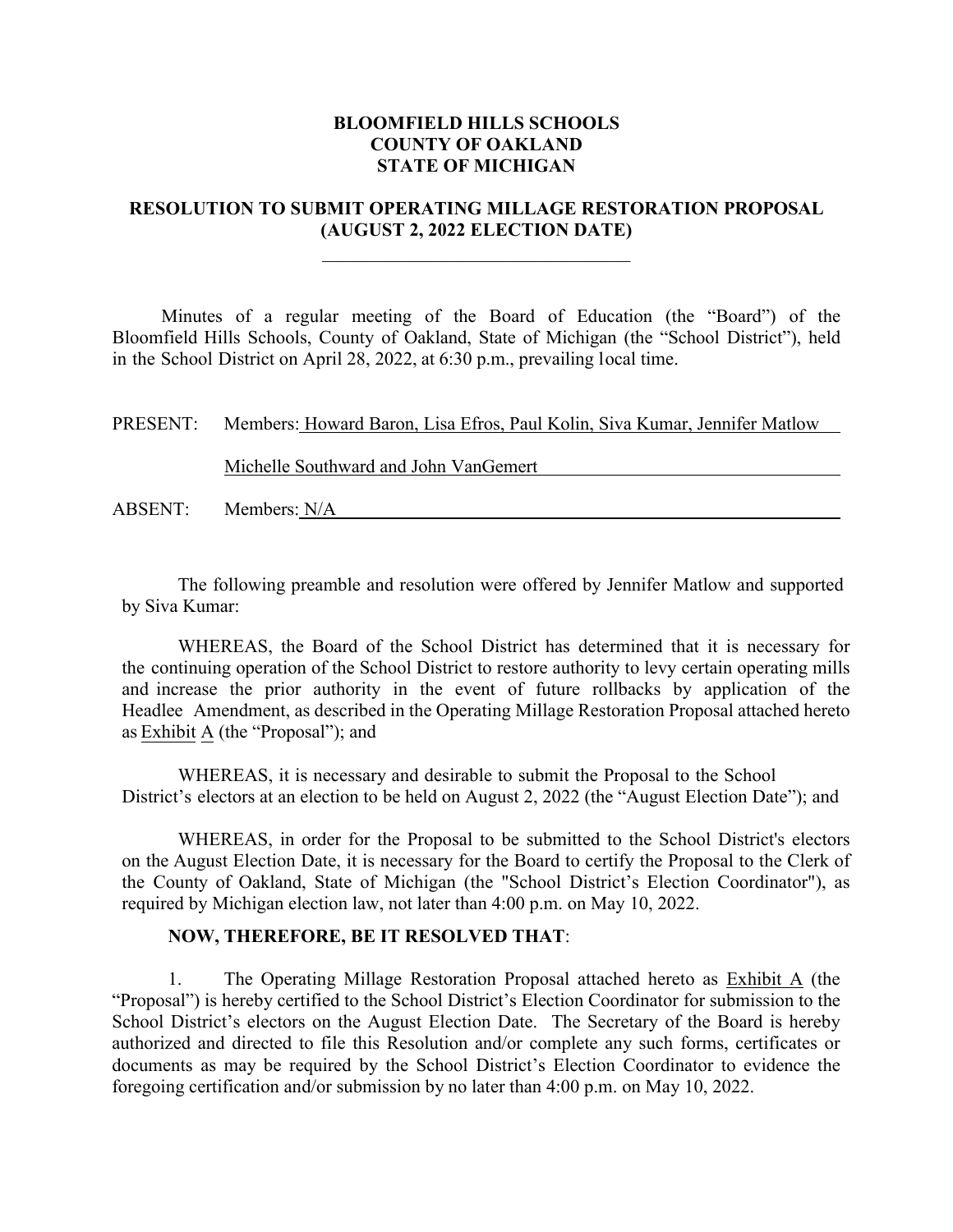**BLOOMFIELD HILLS SCHOOLS**
**COUNTY OF OAKLAND**
**STATE OF MICHIGAN**

**RESOLUTION TO SUBMIT OPERATING MILLAGE RESTORATION PROPOSAL (AUGUST 2, 2022 ELECTION DATE)**

Minutes of a regular meeting of the Board of Education (the "Board") of the Bloomfield Hills Schools, County of Oakland, State of Michigan (the "School District"), held in the School District on April 28, 2022, at 6:30 p.m., prevailing local time.

PRESENT: Members: Howard Baron, Lisa Efros, Paul Kolin, Siva Kumar, Jennifer Matlow Michelle Southward and John VanGemert

ABSENT: Members: N/A

The following preamble and resolution were offered by Jennifer Matlow and supported by Siva Kumar:

WHEREAS, the Board of the School District has determined that it is necessary for the continuing operation of the School District to restore authority to levy certain operating mills and increase the prior authority in the event of future rollbacks by application of the Headlee Amendment, as described in the Operating Millage Restoration Proposal attached hereto as Exhibit A (the "Proposal"); and

WHEREAS, it is necessary and desirable to submit the Proposal to the School District's electors at an election to be held on August 2, 2022 (the "August Election Date"); and

WHEREAS, in order for the Proposal to be submitted to the School District's electors on the August Election Date, it is necessary for the Board to certify the Proposal to the Clerk of the County of Oakland, State of Michigan (the "School District's Election Coordinator"), as required by Michigan election law, not later than 4:00 p.m. on May 10, 2022.

**NOW, THEREFORE, BE IT RESOLVED THAT**:

1. The Operating Millage Restoration Proposal attached hereto as Exhibit A (the "Proposal") is hereby certified to the School District's Election Coordinator for submission to the School District's electors on the August Election Date. The Secretary of the Board is hereby authorized and directed to file this Resolution and/or complete any such forms, certificates or documents as may be required by the School District's Election Coordinator to evidence the foregoing certification and/or submission by no later than 4:00 p.m. on May 10, 2022.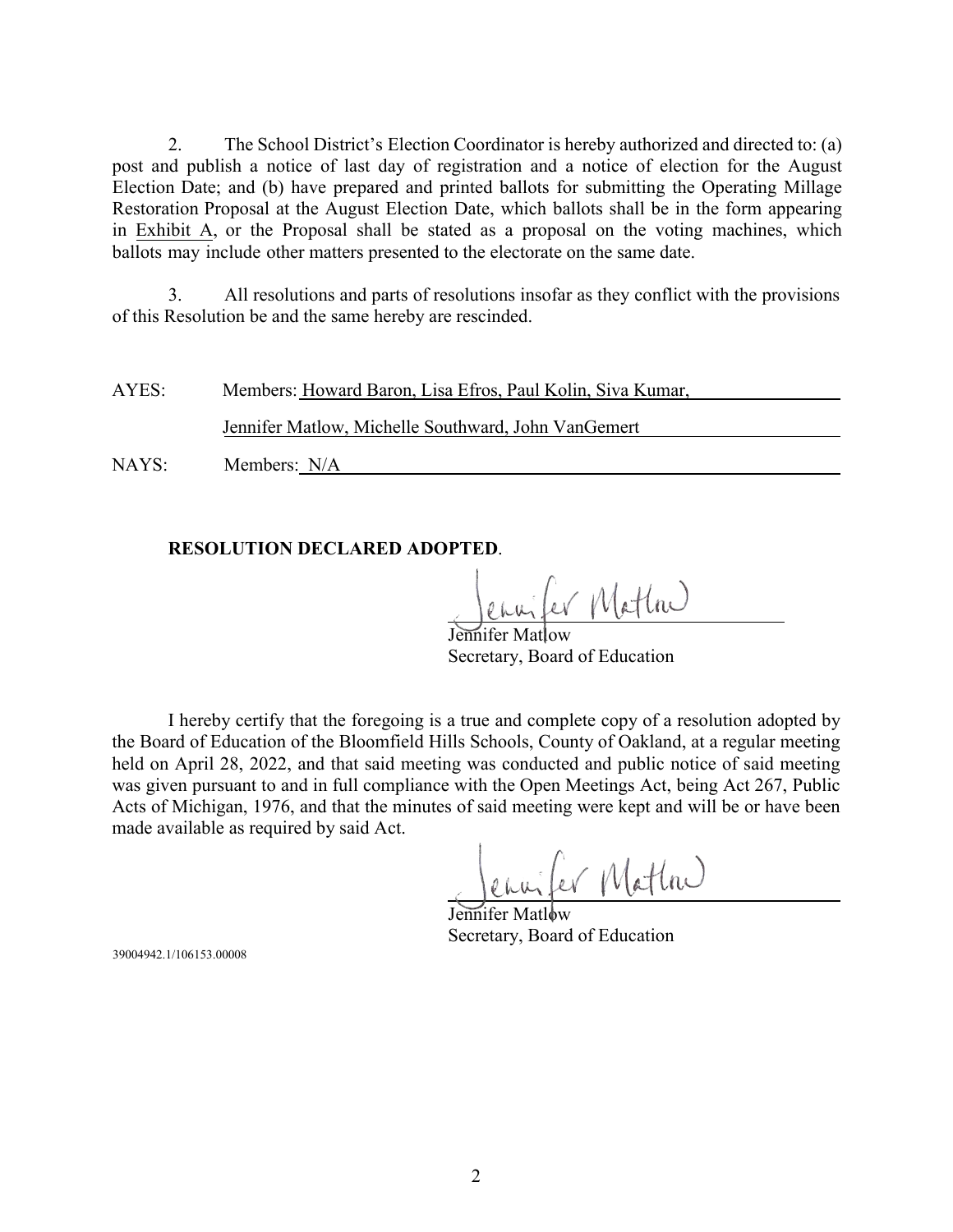2. The School District's Election Coordinator is hereby authorized and directed to: (a) post and publish a notice of last day of registration and a notice of election for the August Election Date; and (b) have prepared and printed ballots for submitting the Operating Millage Restoration Proposal at the August Election Date, which ballots shall be in the form appearing in Exhibit A, or the Proposal shall be stated as a proposal on the voting machines, which ballots may include other matters presented to the electorate on the same date.

3. All resolutions and parts of resolutions insofar as they conflict with the provisions of this Resolution be and the same hereby are rescinded.

AYES: Members: Howard Baron, Lisa Efros, Paul Kolin, Siva Kumar, Jennifer Matlow, Michelle Southward, John VanGemert

NAYS: Members: N/A

**RESOLUTION DECLARED ADOPTED**.

Jennifer Matlow
Secretary, Board of Education

I hereby certify that the foregoing is a true and complete copy of a resolution adopted by the Board of Education of the Bloomfield Hills Schools, County of Oakland, at a regular meeting held on April 28, 2022, and that said meeting was conducted and public notice of said meeting was given pursuant to and in full compliance with the Open Meetings Act, being Act 267, Public Acts of Michigan, 1976, and that the minutes of said meeting were kept and will be or have been made available as required by said Act.

Jennifer Matlow
Secretary, Board of Education

39004942.1/106153.00008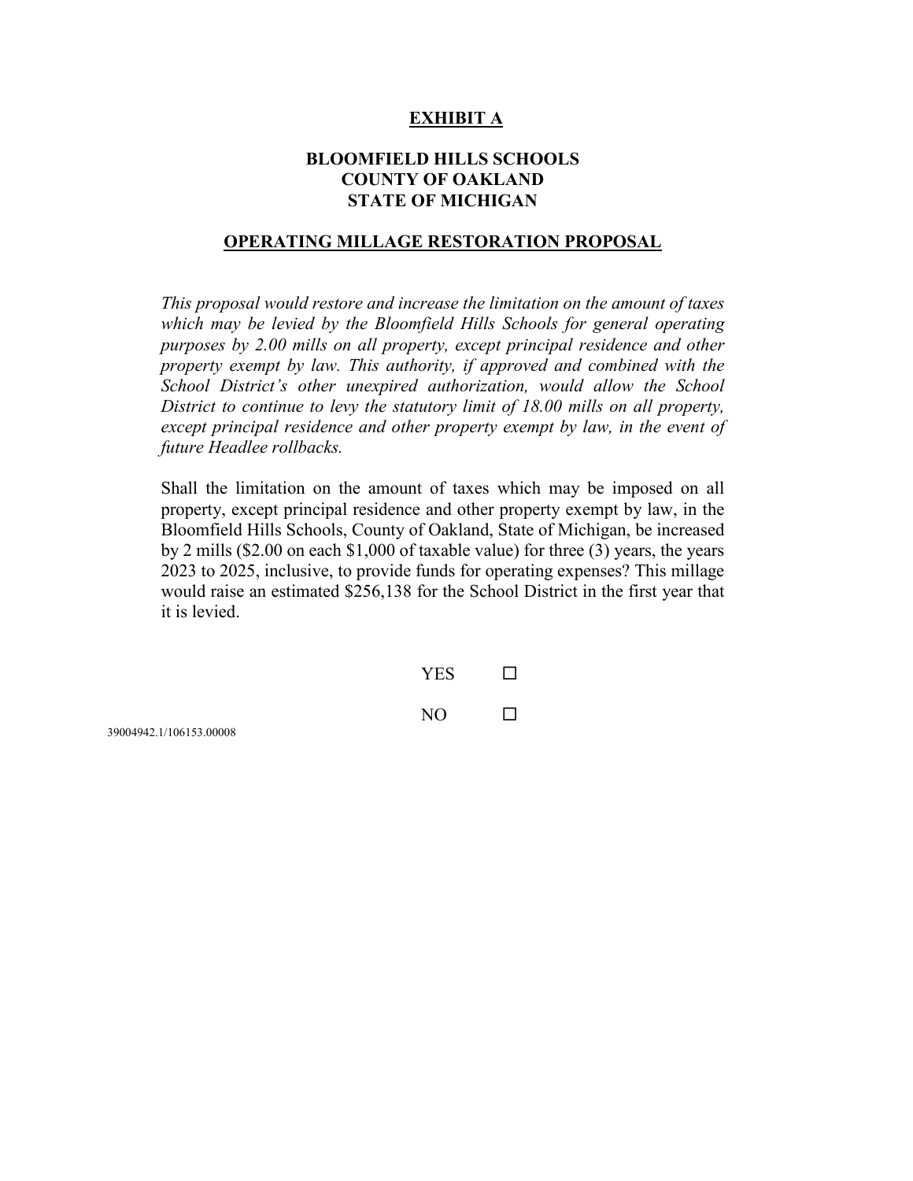**EXHIBIT A**

**BLOOMFIELD HILLS SCHOOLS**
**COUNTY OF OAKLAND**
**STATE OF MICHIGAN**

**OPERATING MILLAGE RESTORATION PROPOSAL**

*This proposal would restore and increase the limitation on the amount of taxes which may be levied by the Bloomfield Hills Schools for general operating purposes by 2.00 mills on all property, except principal residence and other property exempt by law. This authority, if approved and combined with the School District's other unexpired authorization, would allow the School District to continue to levy the statutory limit of 18.00 mills on all property, except principal residence and other property exempt by law, in the event of future Headlee rollbacks.*

Shall the limitation on the amount of taxes which may be imposed on all property, except principal residence and other property exempt by law, in the Bloomfield Hills Schools, County of Oakland, State of Michigan, be increased by 2 mills ($2.00 on each $1,000 of taxable value) for three (3) years, the years 2023 to 2025, inclusive, to provide funds for operating expenses? This millage would raise an estimated $256,138 for the School District in the first year that it is levied.

YES ☐

NO ☐

39004942.1/106153.00008